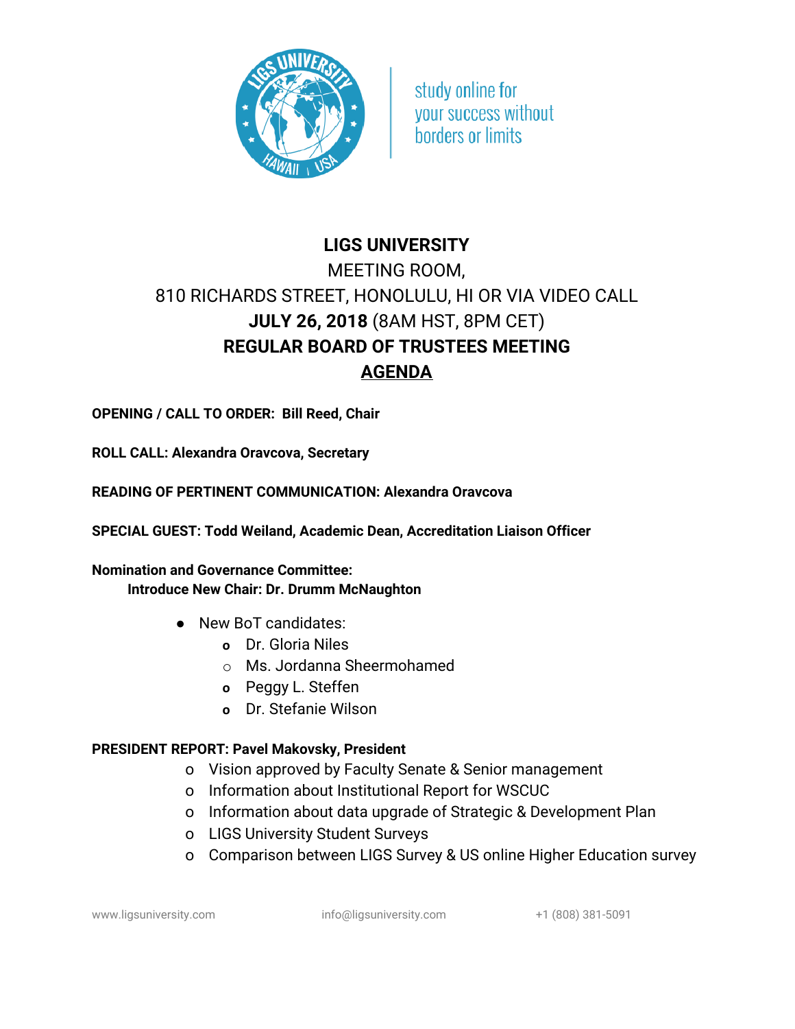study online for your success without borders or limits

# LIGS UNIVERSITY

MEETING ROOM,

810 RICHARDS STREET, HONOLULU, HI OR VIA VIDEO CALL

**JULY 26, 2018** (8AM HST, 8PM CET)

**REGULAR BOARD OF TRUSTEES MEETING**

**AGENDA**

**OPENING / CALL TO ORDER: Bill Reed, Chair**

**ROLL CALL: Alexandra Oravcova, Secretary**

**READING OF PERTINENT COMMUNICATION: Alexandra Oravcova**

**SPECIAL GUEST: Todd Weiland, Academic Dean, Accreditation Liaison Officer**

**Nomination and Governance Committee:**

**Introduce New Chair: Dr. Drumm McNaughton**

- New BoT candidates:
  - Dr. Gloria Niles
  - Ms. Jordanna Sheermohamed
  - Peggy L. Steffen
  - Dr. Stefanie Wilson

**PRESIDENT REPORT: Pavel Makovsky, President**

- Vision approved by Faculty Senate & Senior management
- Information about Institutional Report for WSCUC
- Information about data upgrade of Strategic & Development Plan
- LIGS University Student Surveys
- Comparison between LIGS Survey & US online Higher Education survey

www.ligsuniversity.com info@ligsuniversity.com +1 (808) 381-5091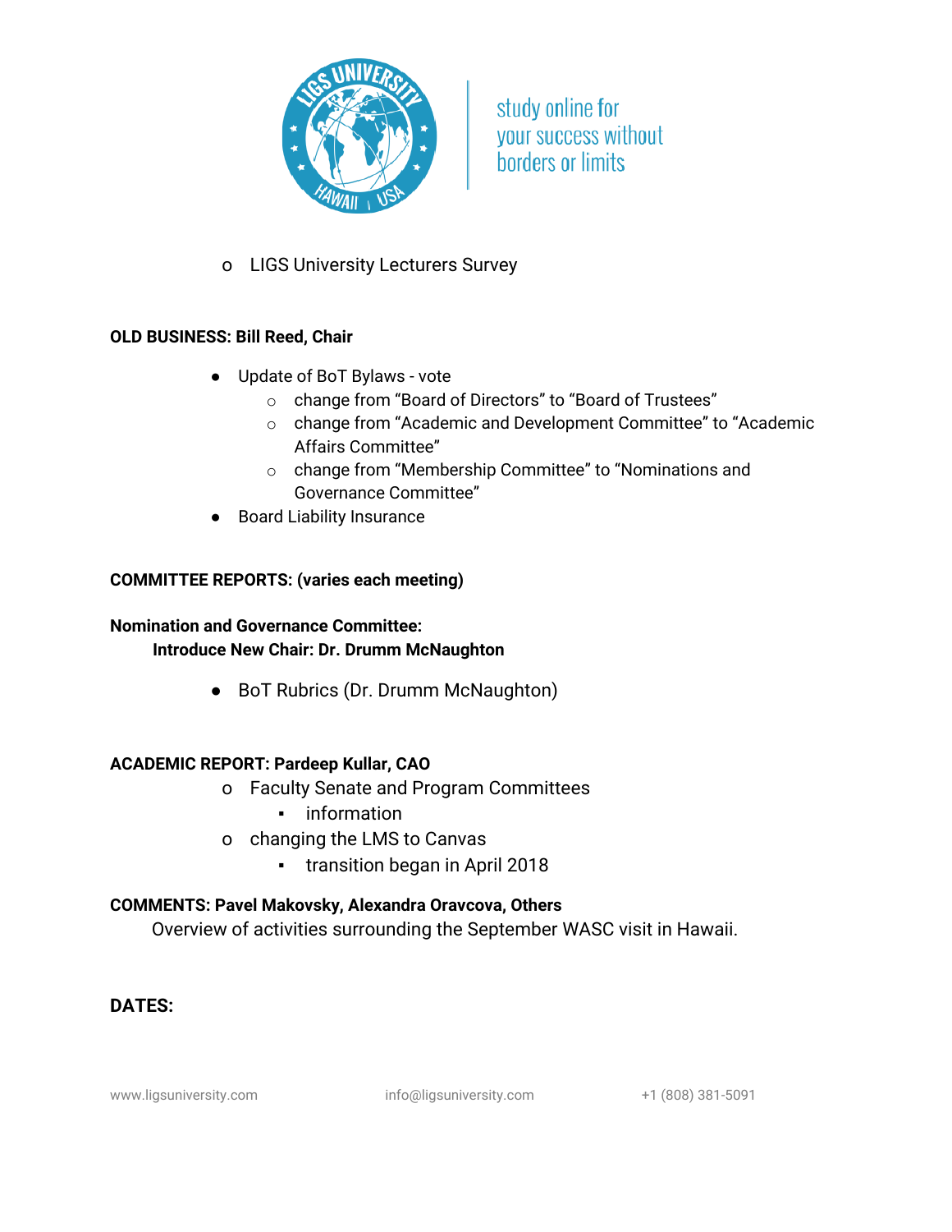- LIGS University Lecturers Survey

**OLD BUSINESS: Bill Reed, Chair**

- Update of BoT Bylaws - vote
  - change from “Board of Directors” to “Board of Trustees”
  - change from “Academic and Development Committee” to “Academic Affairs Committee”
  - change from “Membership Committee” to “Nominations and Governance Committee”
- Board Liability Insurance

**COMMITTEE REPORTS: (varies each meeting)**

**Nomination and Governance Committee:**
**Introduce New Chair: Dr. Drumm McNaughton**

- BoT Rubrics (Dr. Drumm McNaughton)

**ACADEMIC REPORT: Pardeep Kullar, CAO**

- Faculty Senate and Program Committees
  - information
- changing the LMS to Canvas
  - transition began in April 2018

**COMMENTS: Pavel Makovsky, Alexandra Oravcova, Others**

Overview of activities surrounding the September WASC visit in Hawaii.

**DATES:**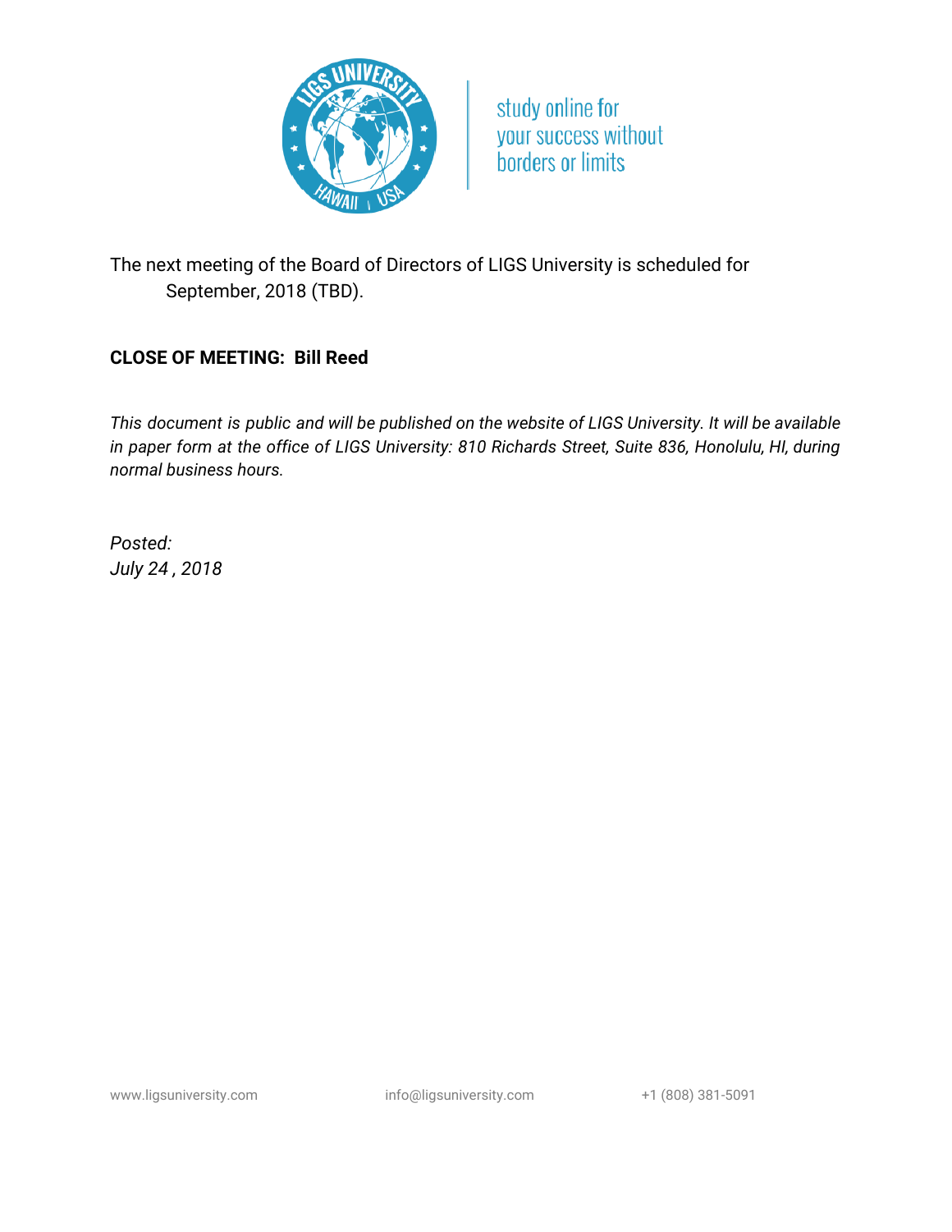The next meeting of the Board of Directors of LIGS University is scheduled for September, 2018 (TBD).

**CLOSE OF MEETING: Bill Reed**

*This document is public and will be published on the website of LIGS University. It will be available in paper form at the office of LIGS University: 810 Richards Street, Suite 836, Honolulu, HI, during normal business hours.*

*Posted:*
*July 24 , 2018*